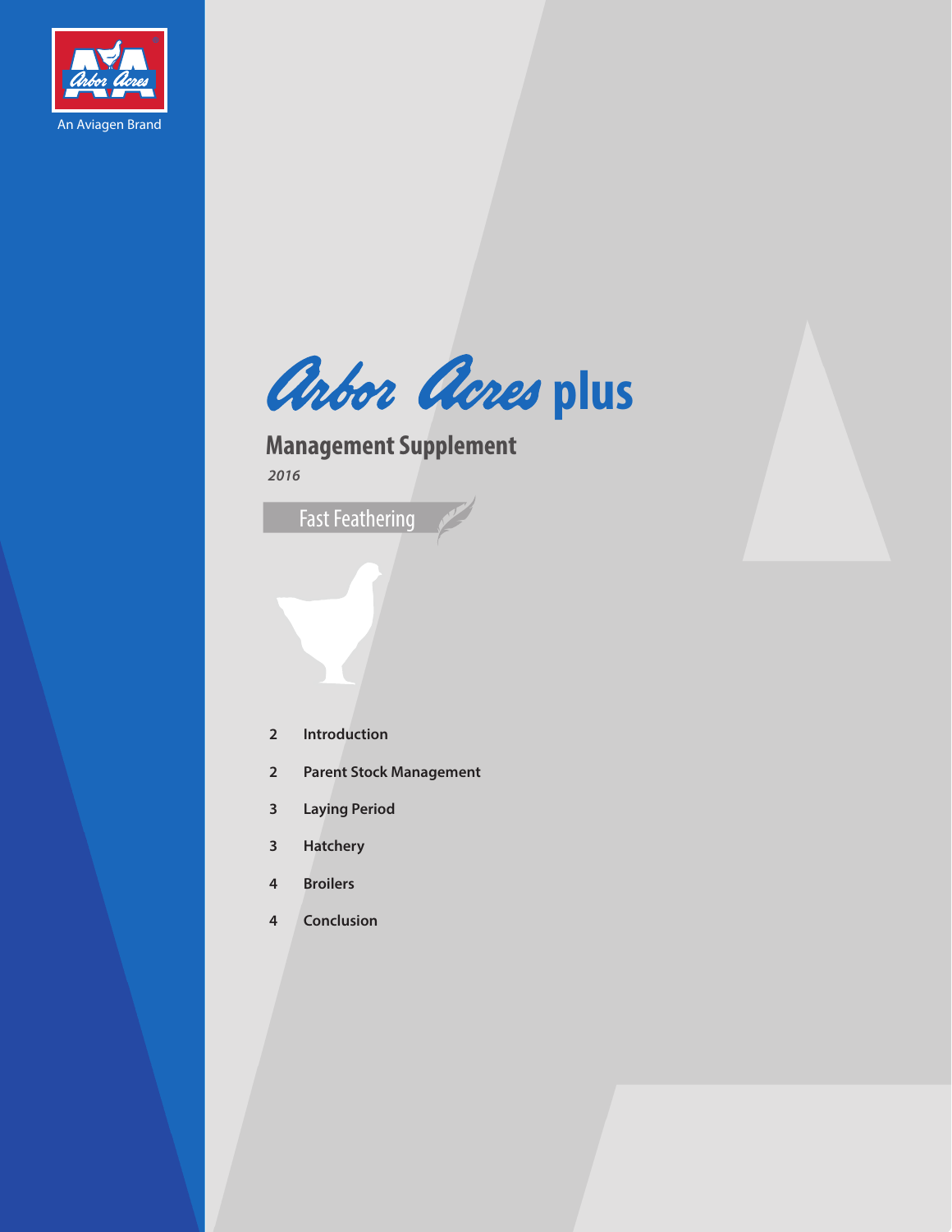An Aviagen Brand

# Arbor Acres plus

## Management Supplement

*2016*

Fast Feathering

- 2 Introduction
- 2 Parent Stock Management
- 3 Laying Period
- 3 Hatchery
- 4 Broilers
- 4 Conclusion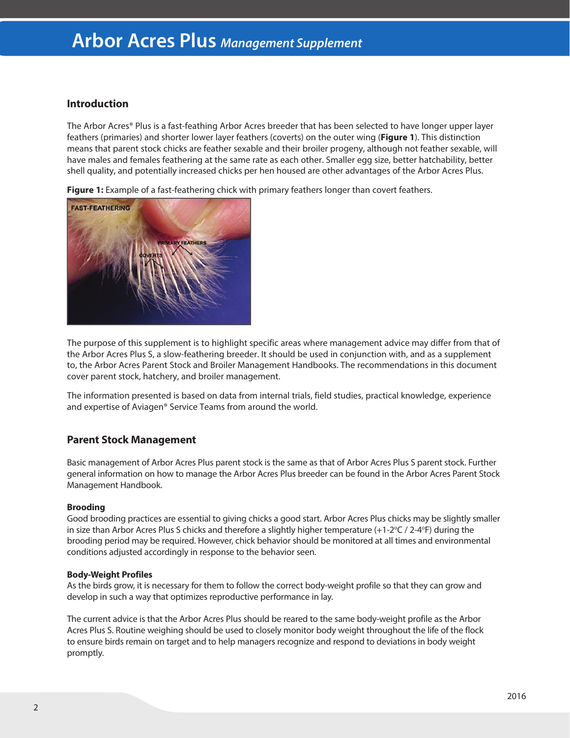## Introduction

The Arbor Acres® Plus is a fast-feathing Arbor Acres breeder that has been selected to have longer upper layer feathers (primaries) and shorter lower layer feathers (coverts) on the outer wing (**Figure 1**). This distinction means that parent stock chicks are feather sexable and their broiler progeny, although not feather sexable, will have males and females feathering at the same rate as each other. Smaller egg size, better hatchability, better shell quality, and potentially increased chicks per hen housed are other advantages of the Arbor Acres Plus.

**Figure 1:** Example of a fast-feathering chick with primary feathers longer than covert feathers.

The purpose of this supplement is to highlight specific areas where management advice may differ from that of the Arbor Acres Plus S, a slow-feathering breeder. It should be used in conjunction with, and as a supplement to, the Arbor Acres Parent Stock and Broiler Management Handbooks. The recommendations in this document cover parent stock, hatchery, and broiler management.

The information presented is based on data from internal trials, field studies, practical knowledge, experience and expertise of Aviagen® Service Teams from around the world.

## Parent Stock Management

Basic management of Arbor Acres Plus parent stock is the same as that of Arbor Acres Plus S parent stock. Further general information on how to manage the Arbor Acres Plus breeder can be found in the Arbor Acres Parent Stock Management Handbook.

### Brooding

Good brooding practices are essential to giving chicks a good start. Arbor Acres Plus chicks may be slightly smaller in size than Arbor Acres Plus S chicks and therefore a slightly higher temperature (+1-2ºC / 2-4ºF) during the brooding period may be required. However, chick behavior should be monitored at all times and environmental conditions adjusted accordingly in response to the behavior seen.

### Body-Weight Profiles

As the birds grow, it is necessary for them to follow the correct body-weight profile so that they can grow and develop in such a way that optimizes reproductive performance in lay.

The current advice is that the Arbor Acres Plus should be reared to the same body-weight profile as the Arbor Acres Plus S. Routine weighing should be used to closely monitor body weight throughout the life of the flock to ensure birds remain on target and to help managers recognize and respond to deviations in body weight promptly.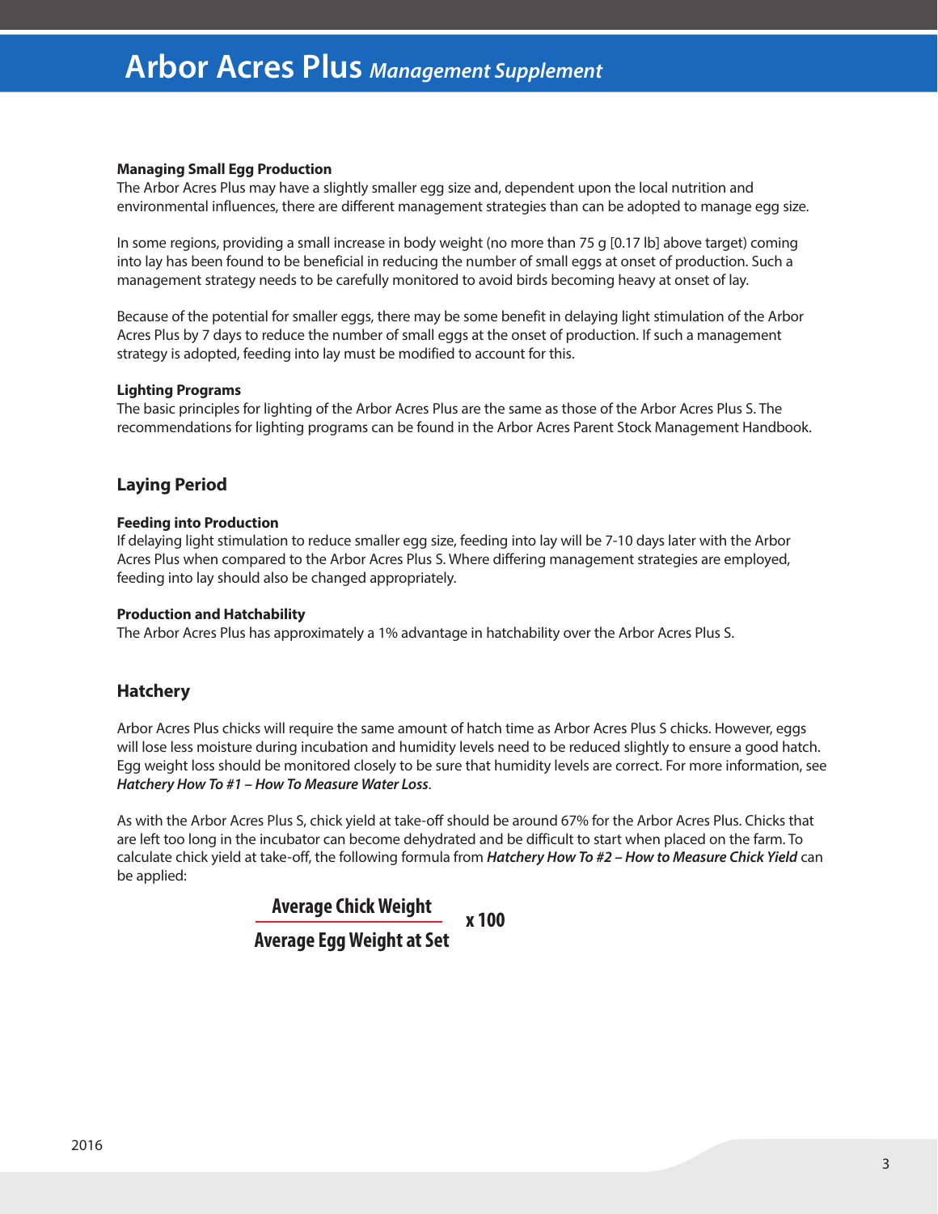#### Managing Small Egg Production

The Arbor Acres Plus may have a slightly smaller egg size and, dependent upon the local nutrition and environmental influences, there are different management strategies than can be adopted to manage egg size.

In some regions, providing a small increase in body weight (no more than 75 g [0.17 lb] above target) coming into lay has been found to be beneficial in reducing the number of small eggs at onset of production. Such a management strategy needs to be carefully monitored to avoid birds becoming heavy at onset of lay.

Because of the potential for smaller eggs, there may be some benefit in delaying light stimulation of the Arbor Acres Plus by 7 days to reduce the number of small eggs at the onset of production. If such a management strategy is adopted, feeding into lay must be modified to account for this.

#### Lighting Programs

The basic principles for lighting of the Arbor Acres Plus are the same as those of the Arbor Acres Plus S. The recommendations for lighting programs can be found in the Arbor Acres Parent Stock Management Handbook.

## Laying Period

#### Feeding into Production

If delaying light stimulation to reduce smaller egg size, feeding into lay will be 7-10 days later with the Arbor Acres Plus when compared to the Arbor Acres Plus S. Where differing management strategies are employed, feeding into lay should also be changed appropriately.

#### Production and Hatchability

The Arbor Acres Plus has approximately a 1% advantage in hatchability over the Arbor Acres Plus S.

## Hatchery

Arbor Acres Plus chicks will require the same amount of hatch time as Arbor Acres Plus S chicks. However, eggs will lose less moisture during incubation and humidity levels need to be reduced slightly to ensure a good hatch. Egg weight loss should be monitored closely to be sure that humidity levels are correct. For more information, see ***Hatchery How To #1 – How To Measure Water Loss***.

As with the Arbor Acres Plus S, chick yield at take-off should be around 67% for the Arbor Acres Plus. Chicks that are left too long in the incubator can become dehydrated and be difficult to start when placed on the farm. To calculate chick yield at take-off, the following formula from ***Hatchery How To #2 – How to Measure Chick Yield*** can be applied:

$$\frac{\textbf{Average Chick Weight}}{\textbf{Average Egg Weight at Set}} \times 100$$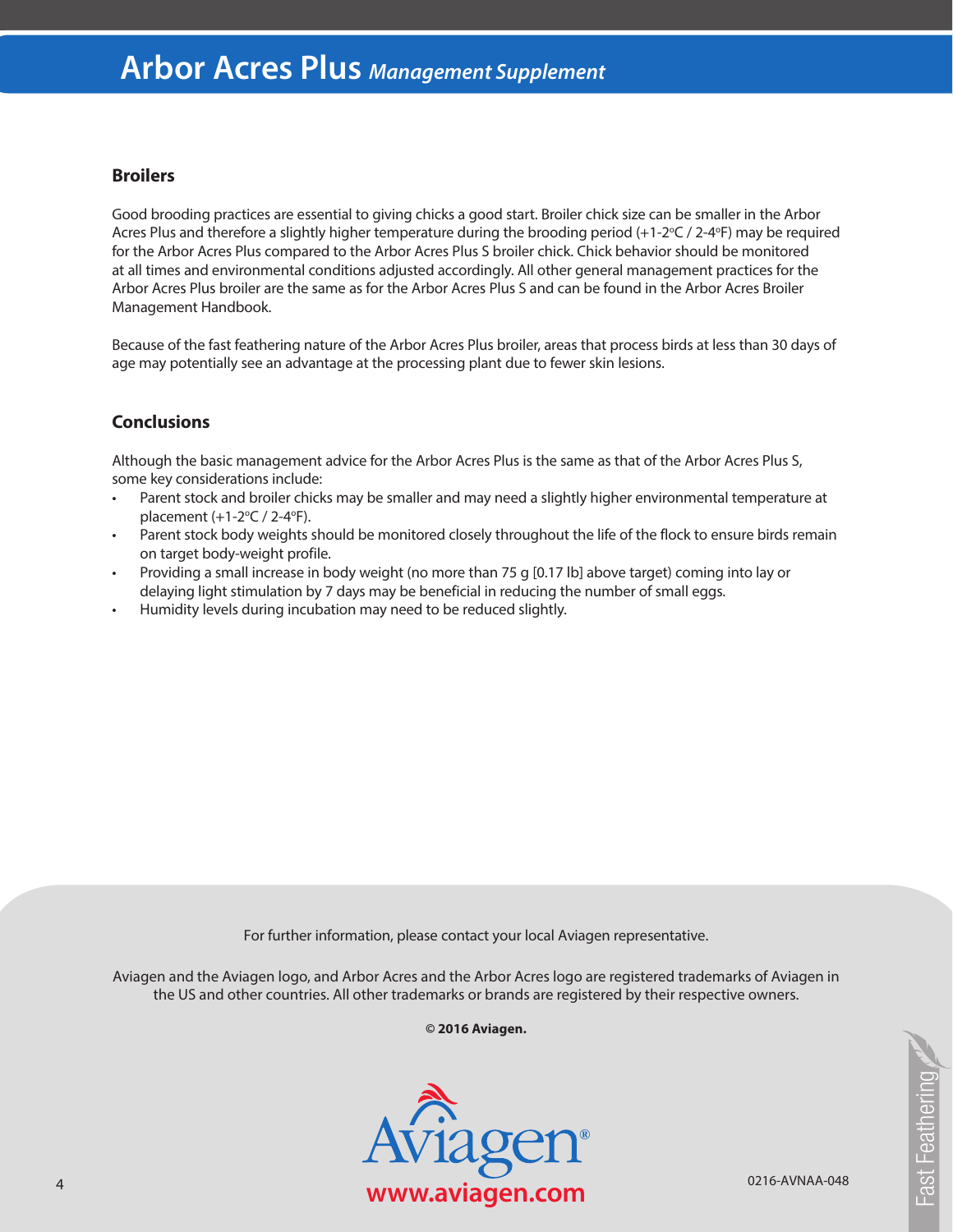## Broilers

Good brooding practices are essential to giving chicks a good start. Broiler chick size can be smaller in the Arbor Acres Plus and therefore a slightly higher temperature during the brooding period (+1-2ºC / 2-4ºF) may be required for the Arbor Acres Plus compared to the Arbor Acres Plus S broiler chick. Chick behavior should be monitored at all times and environmental conditions adjusted accordingly. All other general management practices for the Arbor Acres Plus broiler are the same as for the Arbor Acres Plus S and can be found in the Arbor Acres Broiler Management Handbook.

Because of the fast feathering nature of the Arbor Acres Plus broiler, areas that process birds at less than 30 days of age may potentially see an advantage at the processing plant due to fewer skin lesions.

## Conclusions

Although the basic management advice for the Arbor Acres Plus is the same as that of the Arbor Acres Plus S, some key considerations include:

- Parent stock and broiler chicks may be smaller and may need a slightly higher environmental temperature at placement (+1-2ºC / 2-4ºF).
- Parent stock body weights should be monitored closely throughout the life of the flock to ensure birds remain on target body-weight profile.
- Providing a small increase in body weight (no more than 75 g [0.17 lb] above target) coming into lay or delaying light stimulation by 7 days may be beneficial in reducing the number of small eggs.
- Humidity levels during incubation may need to be reduced slightly.

For further information, please contact your local Aviagen representative.

Aviagen and the Aviagen logo, and Arbor Acres and the Arbor Acres logo are registered trademarks of Aviagen in the US and other countries. All other trademarks or brands are registered by their respective owners.

**© 2016 Aviagen.**

Aviagen®

www.aviagen.com

0216-AVNAA-048